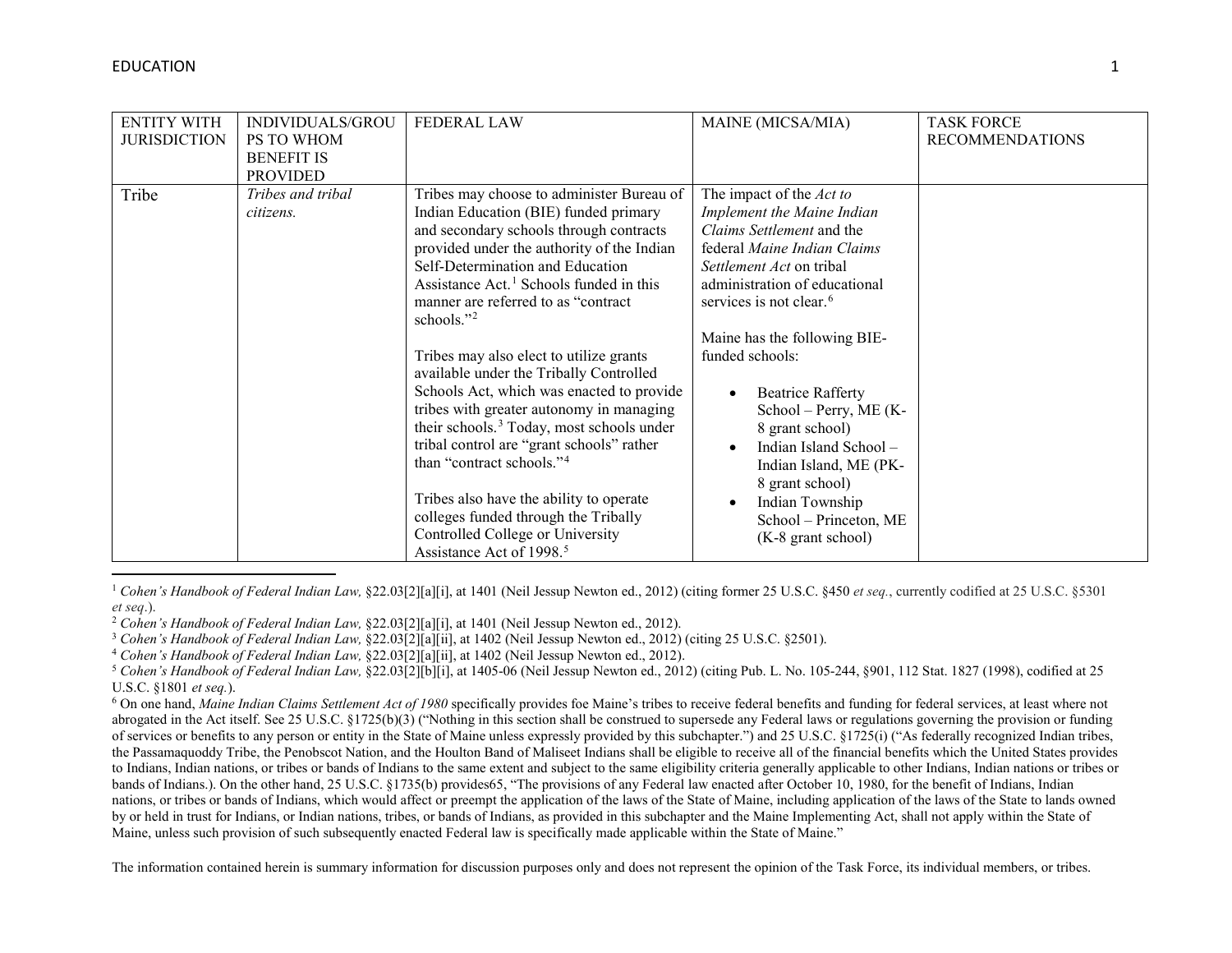# EDUCATION

| ENTITY WITH JURISDICTION | INDIVIDUALS/GROUPS TO WHOM BENEFIT IS PROVIDED | FEDERAL LAW | MAINE (MICSA/MIA) | TASK FORCE RECOMMENDATIONS |
|---|---|---|---|---|
| Tribe | *Tribes and tribal citizens.* | Tribes may choose to administer Bureau of Indian Education (BIE) funded primary and secondary schools through contracts provided under the authority of the Indian Self-Determination and Education Assistance Act.[1] Schools funded in this manner are referred to as "contract schools."[2]<br><br>Tribes may also elect to utilize grants available under the Tribally Controlled Schools Act, which was enacted to provide tribes with greater autonomy in managing their schools.[3] Today, most schools under tribal control are "grant schools" rather than "contract schools."[4]<br><br>Tribes also have the ability to operate colleges funded through the Tribally Controlled College or University Assistance Act of 1998.[5] | The impact of the *Act to Implement the Maine Indian Claims Settlement* and the federal *Maine Indian Claims Settlement Act* on tribal administration of educational services is not clear.[6]<br><br>Maine has the following BIE-funded schools:<br>• Beatrice Rafferty School – Perry, ME (K-8 grant school)<br>• Indian Island School – Indian Island, ME (PK-8 grant school)<br>• Indian Township School – Princeton, ME (K-8 grant school) | |

[1] *Cohen's Handbook of Federal Indian Law,* §22.03[2][a][i], at 1401 (Neil Jessup Newton ed., 2012) (citing former 25 U.S.C. §450 *et seq.*, currently codified at 25 U.S.C. §5301 *et seq*.).

[2] *Cohen's Handbook of Federal Indian Law,* §22.03[2][a][i], at 1401 (Neil Jessup Newton ed., 2012).

[3] *Cohen's Handbook of Federal Indian Law,* §22.03[2][a][ii], at 1402 (Neil Jessup Newton ed., 2012) (citing 25 U.S.C. §2501).

[4] *Cohen's Handbook of Federal Indian Law,* §22.03[2][a][ii], at 1402 (Neil Jessup Newton ed., 2012).

[5] *Cohen's Handbook of Federal Indian Law,* §22.03[2][b][i], at 1405-06 (Neil Jessup Newton ed., 2012) (citing Pub. L. No. 105-244, §901, 112 Stat. 1827 (1998), codified at 25 U.S.C. §1801 *et seq.*).

[6] On one hand, *Maine Indian Claims Settlement Act of 1980* specifically provides foe Maine's tribes to receive federal benefits and funding for federal services, at least where not abrogated in the Act itself. See 25 U.S.C. §1725(b)(3) ("Nothing in this section shall be construed to supersede any Federal laws or regulations governing the provision or funding of services or benefits to any person or entity in the State of Maine unless expressly provided by this subchapter.") and 25 U.S.C. §1725(i) ("As federally recognized Indian tribes, the Passamaquoddy Tribe, the Penobscot Nation, and the Houlton Band of Maliseet Indians shall be eligible to receive all of the financial benefits which the United States provides to Indians, Indian nations, or tribes or bands of Indians to the same extent and subject to the same eligibility criteria generally applicable to other Indians, Indian nations or tribes or bands of Indians.). On the other hand, 25 U.S.C. §1735(b) provides65, "The provisions of any Federal law enacted after October 10, 1980, for the benefit of Indians, Indian nations, or tribes or bands of Indians, which would affect or preempt the application of the laws of the State of Maine, including application of the laws of the State to lands owned by or held in trust for Indians, or Indian nations, tribes, or bands of Indians, as provided in this subchapter and the Maine Implementing Act, shall not apply within the State of Maine, unless such provision of such subsequently enacted Federal law is specifically made applicable within the State of Maine."

The information contained herein is summary information for discussion purposes only and does not represent the opinion of the Task Force, its individual members, or tribes.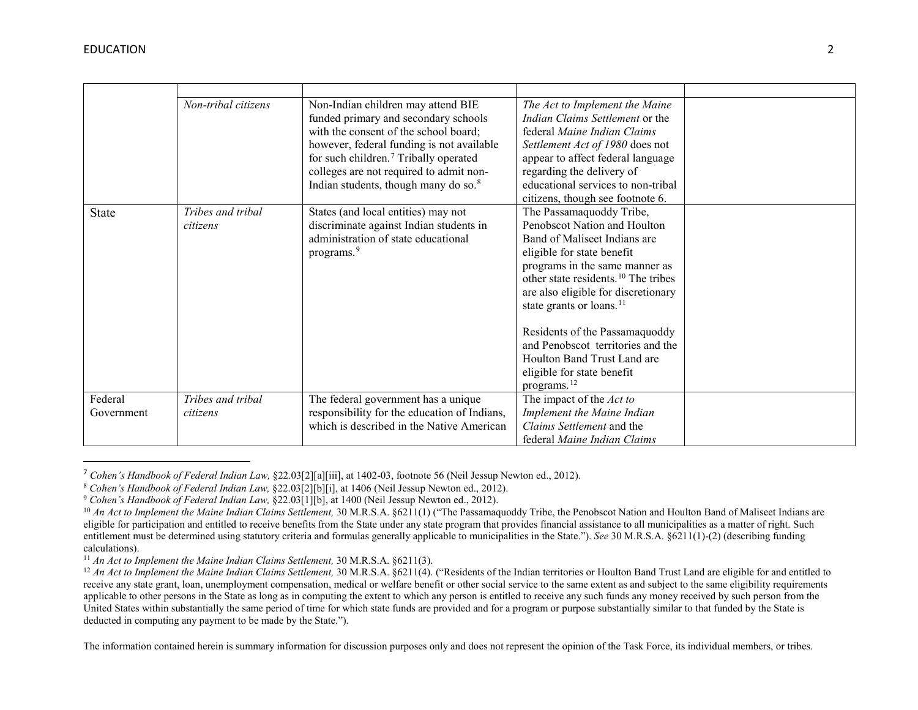| | | | | |
|---|---|---|---|---|
| | *Non-tribal citizens* | Non-Indian children may attend BIE funded primary and secondary schools with the consent of the school board; however, federal funding is not available for such children.[7] Tribally operated colleges are not required to admit non-Indian students, though many do so.[8] | *The Act to Implement the Maine Indian Claims Settlement* or the federal *Maine Indian Claims Settlement Act of 1980* does not appear to affect federal language regarding the delivery of educational services to non-tribal citizens, though see footnote 6. | |
| State | *Tribes and tribal citizens* | States (and local entities) may not discriminate against Indian students in administration of state educational programs.[9] | The Passamaquoddy Tribe, Penobscot Nation and Houlton Band of Maliseet Indians are eligible for state benefit programs in the same manner as other state residents.[10] The tribes are also eligible for discretionary state grants or loans.[11]<br><br>Residents of the Passamaquoddy and Penobscot territories and the Houlton Band Trust Land are eligible for state benefit programs.[12] | |
| Federal Government | *Tribes and tribal citizens* | The federal government has a unique responsibility for the education of Indians, which is described in the Native American | The impact of the *Act to Implement the Maine Indian Claims Settlement* and the federal *Maine Indian Claims* | |

[7] *Cohen's Handbook of Federal Indian Law,* §22.03[2][a][iii], at 1402-03, footnote 56 (Neil Jessup Newton ed., 2012).

[8] *Cohen's Handbook of Federal Indian Law,* §22.03[2][b][i], at 1406 (Neil Jessup Newton ed., 2012).

[9] *Cohen's Handbook of Federal Indian Law,* §22.03[1][b], at 1400 (Neil Jessup Newton ed., 2012).

[10] *An Act to Implement the Maine Indian Claims Settlement,* 30 M.R.S.A. §6211(1) ("The Passamaquoddy Tribe, the Penobscot Nation and Houlton Band of Maliseet Indians are eligible for participation and entitled to receive benefits from the State under any state program that provides financial assistance to all municipalities as a matter of right. Such entitlement must be determined using statutory criteria and formulas generally applicable to municipalities in the State."). *See* 30 M.R.S.A. §6211(1)-(2) (describing funding calculations).

[11] *An Act to Implement the Maine Indian Claims Settlement,* 30 M.R.S.A. §6211(3).

[12] *An Act to Implement the Maine Indian Claims Settlement,* 30 M.R.S.A. §6211(4). ("Residents of the Indian territories or Houlton Band Trust Land are eligible for and entitled to receive any state grant, loan, unemployment compensation, medical or welfare benefit or other social service to the same extent as and subject to the same eligibility requirements applicable to other persons in the State as long as in computing the extent to which any person is entitled to receive any such funds any money received by such person from the United States within substantially the same period of time for which state funds are provided and for a program or purpose substantially similar to that funded by the State is deducted in computing any payment to be made by the State.").

The information contained herein is summary information for discussion purposes only and does not represent the opinion of the Task Force, its individual members, or tribes.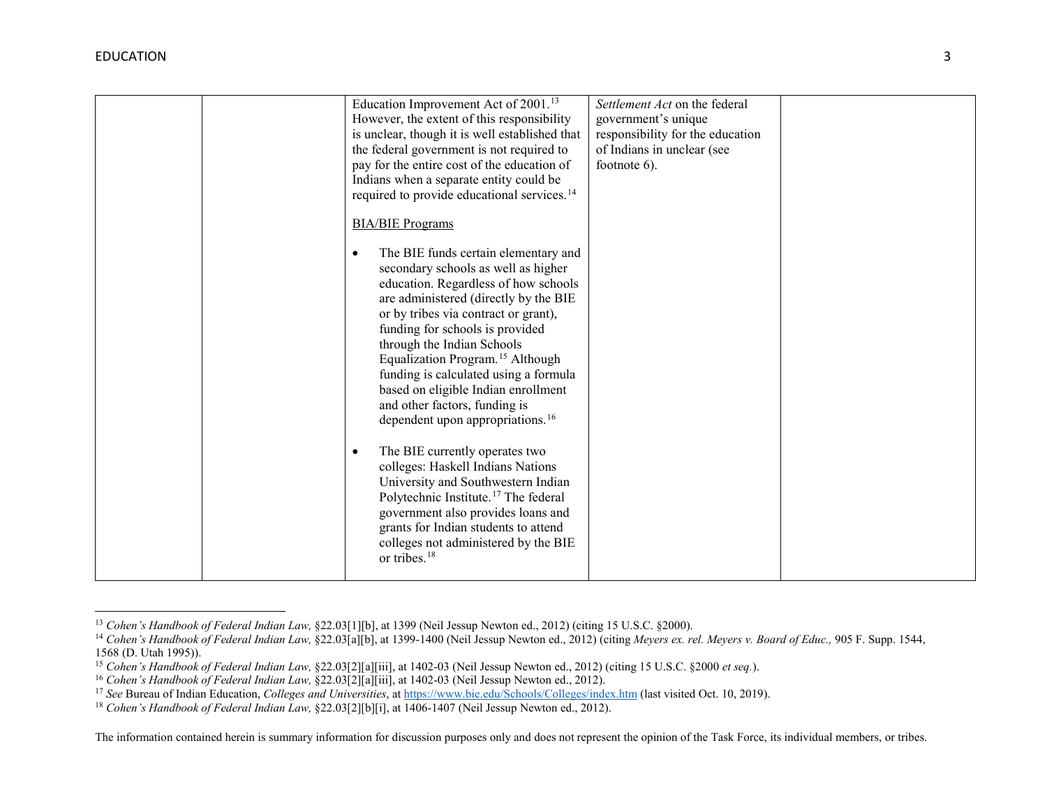| | | | | |
|---|---|---|---|---|
| | | Education Improvement Act of 2001.[13] However, the extent of this responsibility is unclear, though it is well established that the federal government is not required to pay for the entire cost of the education of Indians when a separate entity could be required to provide educational services.[14]<br><br><u>BIA/BIE Programs</u><br><br>• The BIE funds certain elementary and secondary schools as well as higher education. Regardless of how schools are administered (directly by the BIE or by tribes via contract or grant), funding for schools is provided through the Indian Schools Equalization Program.[15] Although funding is calculated using a formula based on eligible Indian enrollment and other factors, funding is dependent upon appropriations.[16]<br><br>• The BIE currently operates two colleges: Haskell Indians Nations University and Southwestern Indian Polytechnic Institute.[17] The federal government also provides loans and grants for Indian students to attend colleges not administered by the BIE or tribes.[18] | *Settlement Act* on the federal government's unique responsibility for the education of Indians in unclear (see footnote 6). | |

[13] *Cohen's Handbook of Federal Indian Law,* §22.03[1][b], at 1399 (Neil Jessup Newton ed., 2012) (citing 15 U.S.C. §2000).

[14] *Cohen's Handbook of Federal Indian Law,* §22.03[a][b], at 1399-1400 (Neil Jessup Newton ed., 2012) (citing *Meyers ex. rel. Meyers v. Board of Educ.,* 905 F. Supp. 1544, 1568 (D. Utah 1995)).

[15] *Cohen's Handbook of Federal Indian Law,* §22.03[2][a][iii], at 1402-03 (Neil Jessup Newton ed., 2012) (citing 15 U.S.C. §2000 *et seq.*).

[16] *Cohen's Handbook of Federal Indian Law,* §22.03[2][a][iii], at 1402-03 (Neil Jessup Newton ed., 2012).

[17] *See* Bureau of Indian Education, *Colleges and Universities*, at https://www.bie.edu/Schools/Colleges/index.htm (last visited Oct. 10, 2019).

[18] *Cohen's Handbook of Federal Indian Law,* §22.03[2][b][i], at 1406-1407 (Neil Jessup Newton ed., 2012).

The information contained herein is summary information for discussion purposes only and does not represent the opinion of the Task Force, its individual members, or tribes.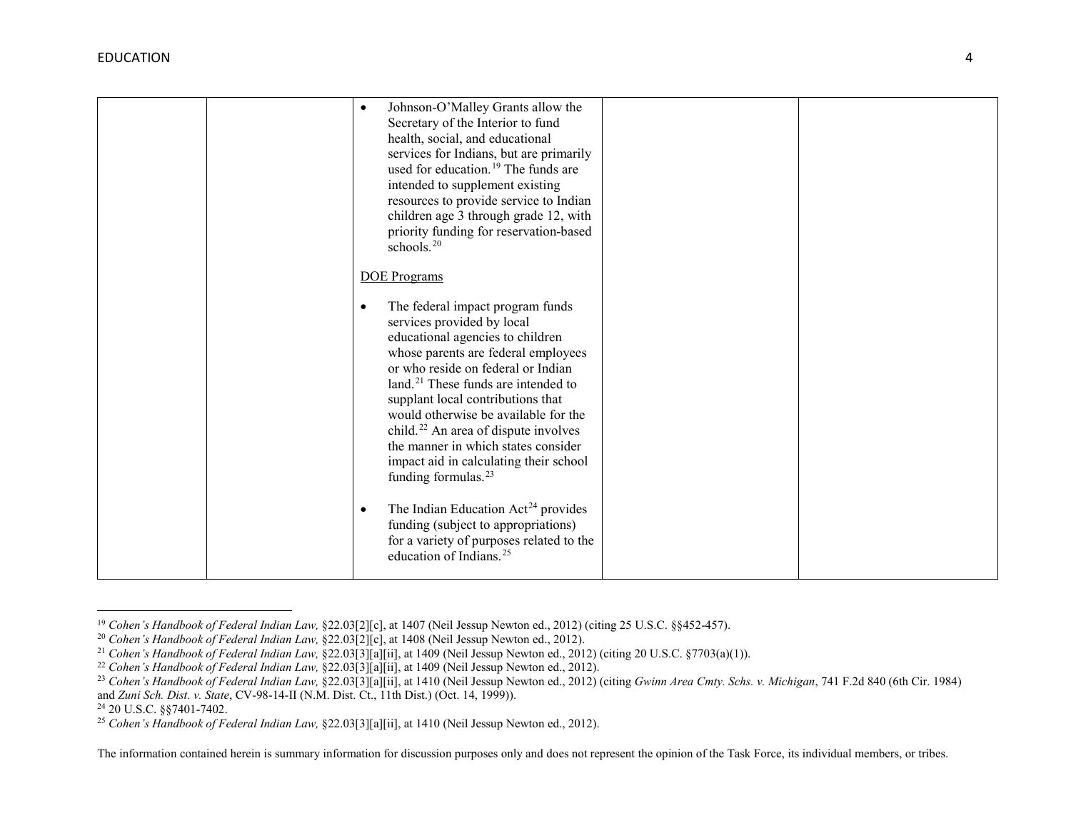| | | | | |
|---|---|---|---|---|
| | | • Johnson-O'Malley Grants allow the Secretary of the Interior to fund health, social, and educational services for Indians, but are primarily used for education.[19] The funds are intended to supplement existing resources to provide service to Indian children age 3 through grade 12, with priority funding for reservation-based schools.[20]<br><br><u>DOE Programs</u><br><br>• The federal impact program funds services provided by local educational agencies to children whose parents are federal employees or who reside on federal or Indian land.[21] These funds are intended to supplant local contributions that would otherwise be available for the child.[22] An area of dispute involves the manner in which states consider impact aid in calculating their school funding formulas.[23]<br><br>• The Indian Education Act[24] provides funding (subject to appropriations) for a variety of purposes related to the education of Indians.[25] | | |

[19] *Cohen's Handbook of Federal Indian Law,* §22.03[2][c], at 1407 (Neil Jessup Newton ed., 2012) (citing 25 U.S.C. §§452-457).

[20] *Cohen's Handbook of Federal Indian Law,* §22.03[2][c], at 1408 (Neil Jessup Newton ed., 2012).

[21] *Cohen's Handbook of Federal Indian Law,* §22.03[3][a][ii], at 1409 (Neil Jessup Newton ed., 2012) (citing 20 U.S.C. §7703(a)(1)).

[22] *Cohen's Handbook of Federal Indian Law,* §22.03[3][a][ii], at 1409 (Neil Jessup Newton ed., 2012).

[23] *Cohen's Handbook of Federal Indian Law,* §22.03[3][a][ii], at 1410 (Neil Jessup Newton ed., 2012) (citing *Gwinn Area Cmty. Schs. v. Michigan*, 741 F.2d 840 (6th Cir. 1984) and *Zuni Sch. Dist. v. State*, CV-98-14-II (N.M. Dist. Ct., 11th Dist.) (Oct. 14, 1999)).

[24] 20 U.S.C. §§7401-7402.

[25] *Cohen's Handbook of Federal Indian Law,* §22.03[3][a][ii], at 1410 (Neil Jessup Newton ed., 2012).

The information contained herein is summary information for discussion purposes only and does not represent the opinion of the Task Force, its individual members, or tribes.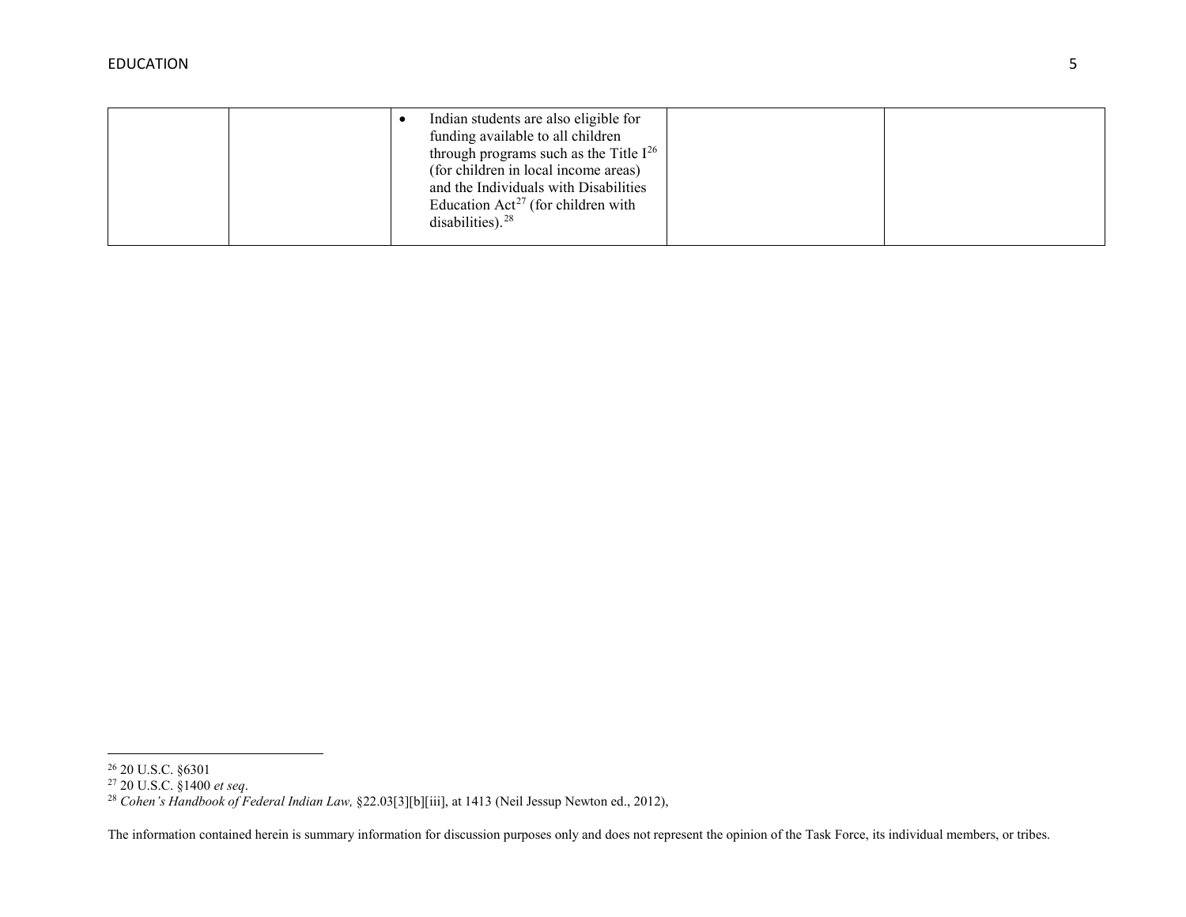| | | | | |
|---|---|---|---|---|
| | | • Indian students are also eligible for funding available to all children through programs such as the Title I[26] (for children in local income areas) and the Individuals with Disabilities Education Act[27] (for children with disabilities).[28] | | |

[26] 20 U.S.C. §6301

[27] 20 U.S.C. §1400 *et seq*.

[28] *Cohen's Handbook of Federal Indian Law,* §22.03[3][b][iii], at 1413 (Neil Jessup Newton ed., 2012),

The information contained herein is summary information for discussion purposes only and does not represent the opinion of the Task Force, its individual members, or tribes.